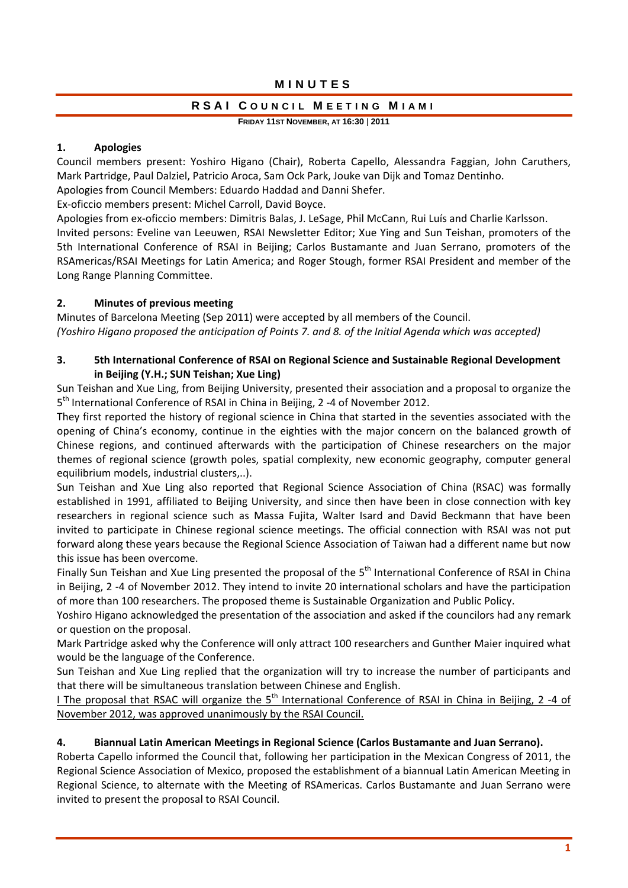# MINUTES

## RSAI COUNCIL MEETING MIAMI

**FRIDAY 11ST NOVEMBER, AT 16:30 | 2011**

### 1. Apologies

Council members present: Yoshiro Higano (Chair), Roberta Capello, Alessandra Faggian, John Caruthers, Mark Partridge, Paul Dalziel, Patricio Aroca, Sam Ock Park, Jouke van Dijk and Tomaz Dentinho.

Apologies from Council Members: Eduardo Haddad and Danni Shefer.

Ex-oficcio members present: Michel Carroll, David Boyce.

Apologies from ex-oficcio members: Dimitris Balas, J. LeSage, Phil McCann, Rui Luís and Charlie Karlsson.

Invited persons: Eveline van Leeuwen, RSAI Newsletter Editor; Xue Ying and Sun Teishan, promoters of the 5th International Conference of RSAI in Beijing; Carlos Bustamante and Juan Serrano, promoters of the RSAmericas/RSAI Meetings for Latin America; and Roger Stough, former RSAI President and member of the Long Range Planning Committee.

### 2. Minutes of previous meeting

Minutes of Barcelona Meeting (Sep 2011) were accepted by all members of the Council.

*(Yoshiro Higano proposed the anticipation of Points 7. and 8. of the Initial Agenda which was accepted)*

### 3. 5th International Conference of RSAI on Regional Science and Sustainable Regional Development in Beijing (Y.H.; SUN Teishan; Xue Ling)

Sun Teishan and Xue Ling, from Beijing University, presented their association and a proposal to organize the 5th International Conference of RSAI in China in Beijing, 2 -4 of November 2012.

They first reported the history of regional science in China that started in the seventies associated with the opening of China's economy, continue in the eighties with the major concern on the balanced growth of Chinese regions, and continued afterwards with the participation of Chinese researchers on the major themes of regional science (growth poles, spatial complexity, new economic geography, computer general equilibrium models, industrial clusters,..).

Sun Teishan and Xue Ling also reported that Regional Science Association of China (RSAC) was formally established in 1991, affiliated to Beijing University, and since then have been in close connection with key researchers in regional science such as Massa Fujita, Walter Isard and David Beckmann that have been invited to participate in Chinese regional science meetings. The official connection with RSAI was not put forward along these years because the Regional Science Association of Taiwan had a different name but now this issue has been overcome.

Finally Sun Teishan and Xue Ling presented the proposal of the 5th International Conference of RSAI in China in Beijing, 2 -4 of November 2012. They intend to invite 20 international scholars and have the participation of more than 100 researchers. The proposed theme is Sustainable Organization and Public Policy.

Yoshiro Higano acknowledged the presentation of the association and asked if the councilors had any remark or question on the proposal.

Mark Partridge asked why the Conference will only attract 100 researchers and Gunther Maier inquired what would be the language of the Conference.

Sun Teishan and Xue Ling replied that the organization will try to increase the number of participants and that there will be simultaneous translation between Chinese and English.

<u>I The proposal that RSAC will organize the 5th International Conference of RSAI in China in Beijing, 2 -4 of November 2012, was approved unanimously by the RSAI Council.</u>

### 4. Biannual Latin American Meetings in Regional Science (Carlos Bustamante and Juan Serrano).

Roberta Capello informed the Council that, following her participation in the Mexican Congress of 2011, the Regional Science Association of Mexico, proposed the establishment of a biannual Latin American Meeting in Regional Science, to alternate with the Meeting of RSAmericas. Carlos Bustamante and Juan Serrano were invited to present the proposal to RSAI Council.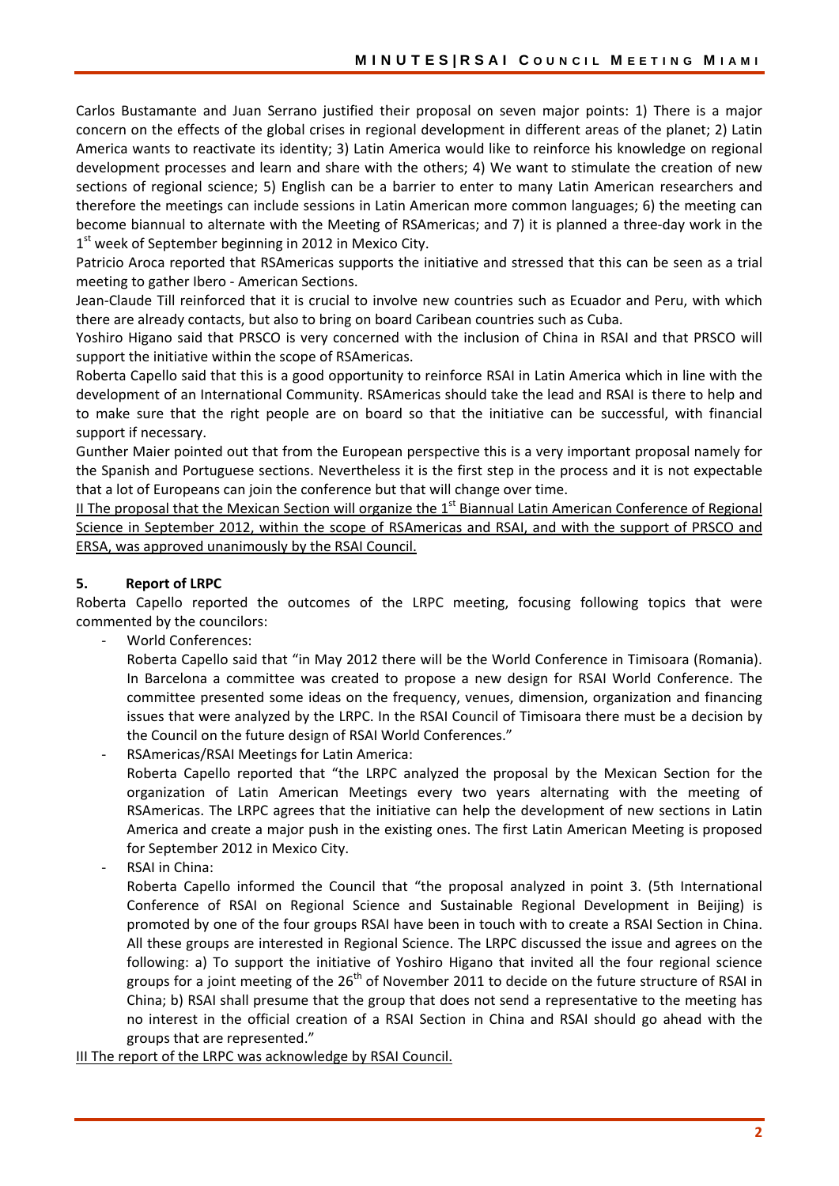Carlos Bustamante and Juan Serrano justified their proposal on seven major points: 1) There is a major concern on the effects of the global crises in regional development in different areas of the planet; 2) Latin America wants to reactivate its identity; 3) Latin America would like to reinforce his knowledge on regional development processes and learn and share with the others; 4) We want to stimulate the creation of new sections of regional science; 5) English can be a barrier to enter to many Latin American researchers and therefore the meetings can include sessions in Latin American more common languages; 6) the meeting can become biannual to alternate with the Meeting of RSAmericas; and 7) it is planned a three-day work in the 1st week of September beginning in 2012 in Mexico City.

Patricio Aroca reported that RSAmericas supports the initiative and stressed that this can be seen as a trial meeting to gather Ibero - American Sections.

Jean-Claude Till reinforced that it is crucial to involve new countries such as Ecuador and Peru, with which there are already contacts, but also to bring on board Caribean countries such as Cuba.

Yoshiro Higano said that PRSCO is very concerned with the inclusion of China in RSAI and that PRSCO will support the initiative within the scope of RSAmericas.

Roberta Capello said that this is a good opportunity to reinforce RSAI in Latin America which in line with the development of an International Community. RSAmericas should take the lead and RSAI is there to help and to make sure that the right people are on board so that the initiative can be successful, with financial support if necessary.

Gunther Maier pointed out that from the European perspective this is a very important proposal namely for the Spanish and Portuguese sections. Nevertheless it is the first step in the process and it is not expectable that a lot of Europeans can join the conference but that will change over time.

<u>II The proposal that the Mexican Section will organize the 1st Biannual Latin American Conference of Regional Science in September 2012, within the scope of RSAmericas and RSAI, and with the support of PRSCO and ERSA, was approved unanimously by the RSAI Council.</u>

**5. Report of LRPC**

Roberta Capello reported the outcomes of the LRPC meeting, focusing following topics that were commented by the councilors:

- World Conferences:
  Roberta Capello said that "in May 2012 there will be the World Conference in Timisoara (Romania). In Barcelona a committee was created to propose a new design for RSAI World Conference. The committee presented some ideas on the frequency, venues, dimension, organization and financing issues that were analyzed by the LRPC. In the RSAI Council of Timisoara there must be a decision by the Council on the future design of RSAI World Conferences."
- RSAmericas/RSAI Meetings for Latin America:
  Roberta Capello reported that "the LRPC analyzed the proposal by the Mexican Section for the organization of Latin American Meetings every two years alternating with the meeting of RSAmericas. The LRPC agrees that the initiative can help the development of new sections in Latin America and create a major push in the existing ones. The first Latin American Meeting is proposed for September 2012 in Mexico City.
- RSAI in China:
  Roberta Capello informed the Council that "the proposal analyzed in point 3. (5th International Conference of RSAI on Regional Science and Sustainable Regional Development in Beijing) is promoted by one of the four groups RSAI have been in touch with to create a RSAI Section in China. All these groups are interested in Regional Science. The LRPC discussed the issue and agrees on the following: a) To support the initiative of Yoshiro Higano that invited all the four regional science groups for a joint meeting of the 26th of November 2011 to decide on the future structure of RSAI in China; b) RSAI shall presume that the group that does not send a representative to the meeting has no interest in the official creation of a RSAI Section in China and RSAI should go ahead with the groups that are represented."

<u>III The report of the LRPC was acknowledge by RSAI Council.</u>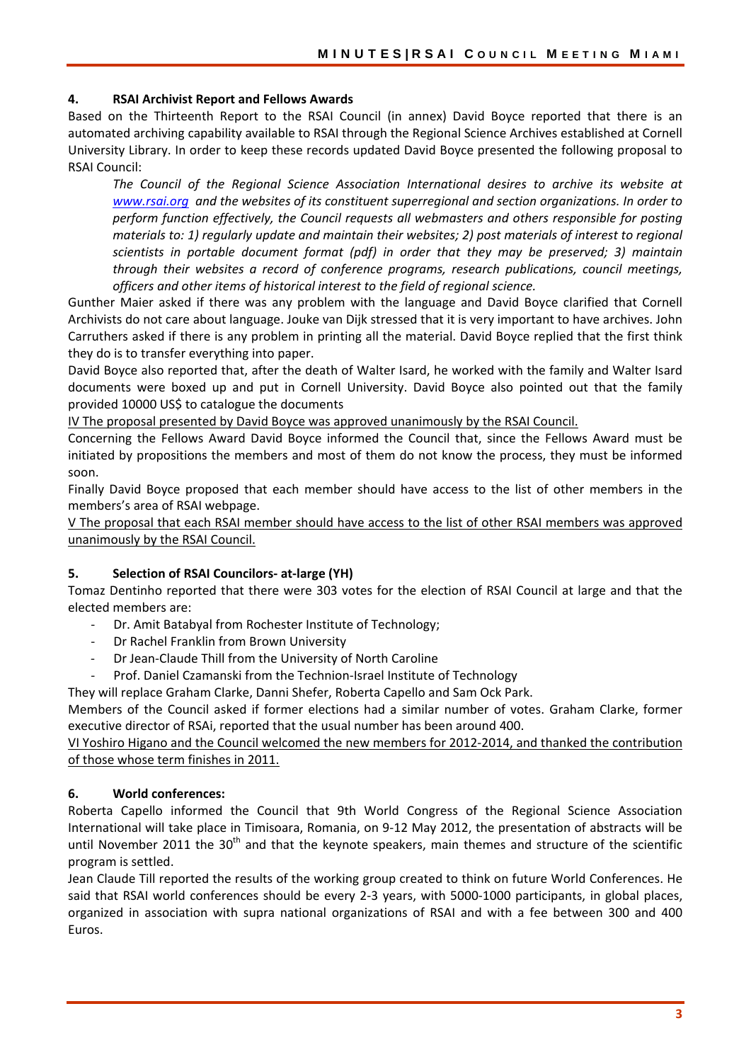## 4. RSAI Archivist Report and Fellows Awards

Based on the Thirteenth Report to the RSAI Council (in annex) David Boyce reported that there is an automated archiving capability available to RSAI through the Regional Science Archives established at Cornell University Library. In order to keep these records updated David Boyce presented the following proposal to RSAI Council:

> *The Council of the Regional Science Association International desires to archive its website at [www.rsai.org](www.rsai.org) and the websites of its constituent superregional and section organizations. In order to perform function effectively, the Council requests all webmasters and others responsible for posting materials to: 1) regularly update and maintain their websites; 2) post materials of interest to regional scientists in portable document format (pdf) in order that they may be preserved; 3) maintain through their websites a record of conference programs, research publications, council meetings, officers and other items of historical interest to the field of regional science.*

Gunther Maier asked if there was any problem with the language and David Boyce clarified that Cornell Archivists do not care about language. Jouke van Dijk stressed that it is very important to have archives. John Carruthers asked if there is any problem in printing all the material. David Boyce replied that the first think they do is to transfer everything into paper.

David Boyce also reported that, after the death of Walter Isard, he worked with the family and Walter Isard documents were boxed up and put in Cornell University. David Boyce also pointed out that the family provided 10000 US$ to catalogue the documents

<u>IV The proposal presented by David Boyce was approved unanimously by the RSAI Council.</u>

Concerning the Fellows Award David Boyce informed the Council that, since the Fellows Award must be initiated by propositions the members and most of them do not know the process, they must be informed soon.

Finally David Boyce proposed that each member should have access to the list of other members in the members's area of RSAI webpage.

<u>V The proposal that each RSAI member should have access to the list of other RSAI members was approved unanimously by the RSAI Council.</u>

## 5. Selection of RSAI Councilors- at-large (YH)

Tomaz Dentinho reported that there were 303 votes for the election of RSAI Council at large and that the elected members are:

- Dr. Amit Batabyal from Rochester Institute of Technology;
- Dr Rachel Franklin from Brown University
- Dr Jean-Claude Thill from the University of North Caroline
- Prof. Daniel Czamanski from the Technion-Israel Institute of Technology

They will replace Graham Clarke, Danni Shefer, Roberta Capello and Sam Ock Park.

Members of the Council asked if former elections had a similar number of votes. Graham Clarke, former executive director of RSAi, reported that the usual number has been around 400.

<u>VI Yoshiro Higano and the Council welcomed the new members for 2012-2014, and thanked the contribution of those whose term finishes in 2011.</u>

## 6. World conferences:

Roberta Capello informed the Council that 9th World Congress of the Regional Science Association International will take place in Timisoara, Romania, on 9-12 May 2012, the presentation of abstracts will be until November 2011 the 30th and that the keynote speakers, main themes and structure of the scientific program is settled.

Jean Claude Till reported the results of the working group created to think on future World Conferences. He said that RSAI world conferences should be every 2-3 years, with 5000-1000 participants, in global places, organized in association with supra national organizations of RSAI and with a fee between 300 and 400 Euros.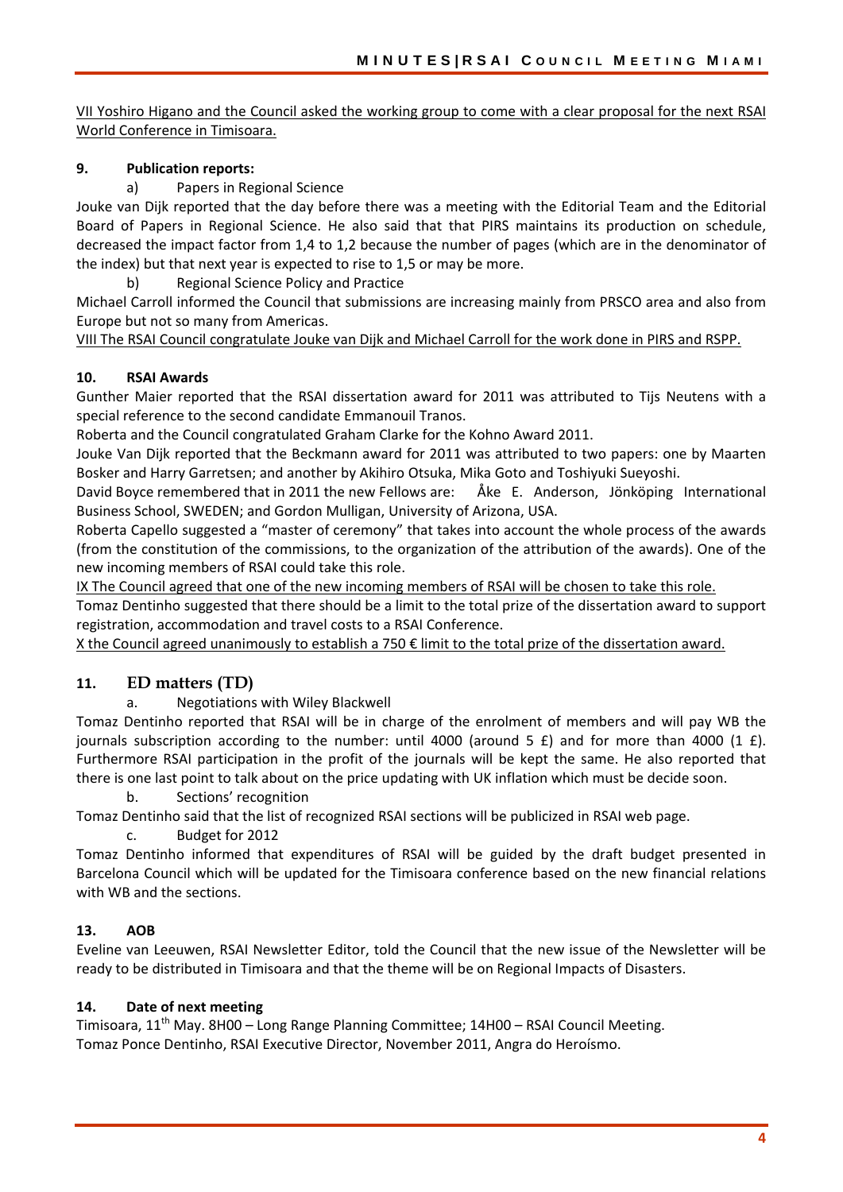<u>VII Yoshiro Higano and the Council asked the working group to come with a clear proposal for the next RSAI World Conference in Timisoara.</u>

## 9. Publication reports:

a) Papers in Regional Science

Jouke van Dijk reported that the day before there was a meeting with the Editorial Team and the Editorial Board of Papers in Regional Science. He also said that that PIRS maintains its production on schedule, decreased the impact factor from 1,4 to 1,2 because the number of pages (which are in the denominator of the index) but that next year is expected to rise to 1,5 or may be more.

b) Regional Science Policy and Practice

Michael Carroll informed the Council that submissions are increasing mainly from PRSCO area and also from Europe but not so many from Americas.

<u>VIII The RSAI Council congratulate Jouke van Dijk and Michael Carroll for the work done in PIRS and RSPP.</u>

## 10. RSAI Awards

Gunther Maier reported that the RSAI dissertation award for 2011 was attributed to Tijs Neutens with a special reference to the second candidate Emmanouil Tranos.

Roberta and the Council congratulated Graham Clarke for the Kohno Award 2011.

Jouke Van Dijk reported that the Beckmann award for 2011 was attributed to two papers: one by Maarten Bosker and Harry Garretsen; and another by Akihiro Otsuka, Mika Goto and Toshiyuki Sueyoshi.

David Boyce remembered that in 2011 the new Fellows are: Åke E. Anderson, Jönköping International Business School, SWEDEN; and Gordon Mulligan, University of Arizona, USA.

Roberta Capello suggested a "master of ceremony" that takes into account the whole process of the awards (from the constitution of the commissions, to the organization of the attribution of the awards). One of the new incoming members of RSAI could take this role.

<u>IX The Council agreed that one of the new incoming members of RSAI will be chosen to take this role.</u>

Tomaz Dentinho suggested that there should be a limit to the total prize of the dissertation award to support registration, accommodation and travel costs to a RSAI Conference.

<u>X the Council agreed unanimously to establish a 750 € limit to the total prize of the dissertation award.</u>

## 11. ED matters (TD)

a. Negotiations with Wiley Blackwell

Tomaz Dentinho reported that RSAI will be in charge of the enrolment of members and will pay WB the journals subscription according to the number: until 4000 (around 5 £) and for more than 4000 (1 £). Furthermore RSAI participation in the profit of the journals will be kept the same. He also reported that there is one last point to talk about on the price updating with UK inflation which must be decide soon.

b. Sections' recognition

Tomaz Dentinho said that the list of recognized RSAI sections will be publicized in RSAI web page.

c. Budget for 2012

Tomaz Dentinho informed that expenditures of RSAI will be guided by the draft budget presented in Barcelona Council which will be updated for the Timisoara conference based on the new financial relations with WB and the sections.

## 13. AOB

Eveline van Leeuwen, RSAI Newsletter Editor, told the Council that the new issue of the Newsletter will be ready to be distributed in Timisoara and that the theme will be on Regional Impacts of Disasters.

## 14. Date of next meeting

Timisoara, 11th May. 8H00 – Long Range Planning Committee; 14H00 – RSAI Council Meeting.

Tomaz Ponce Dentinho, RSAI Executive Director, November 2011, Angra do Heroísmo.